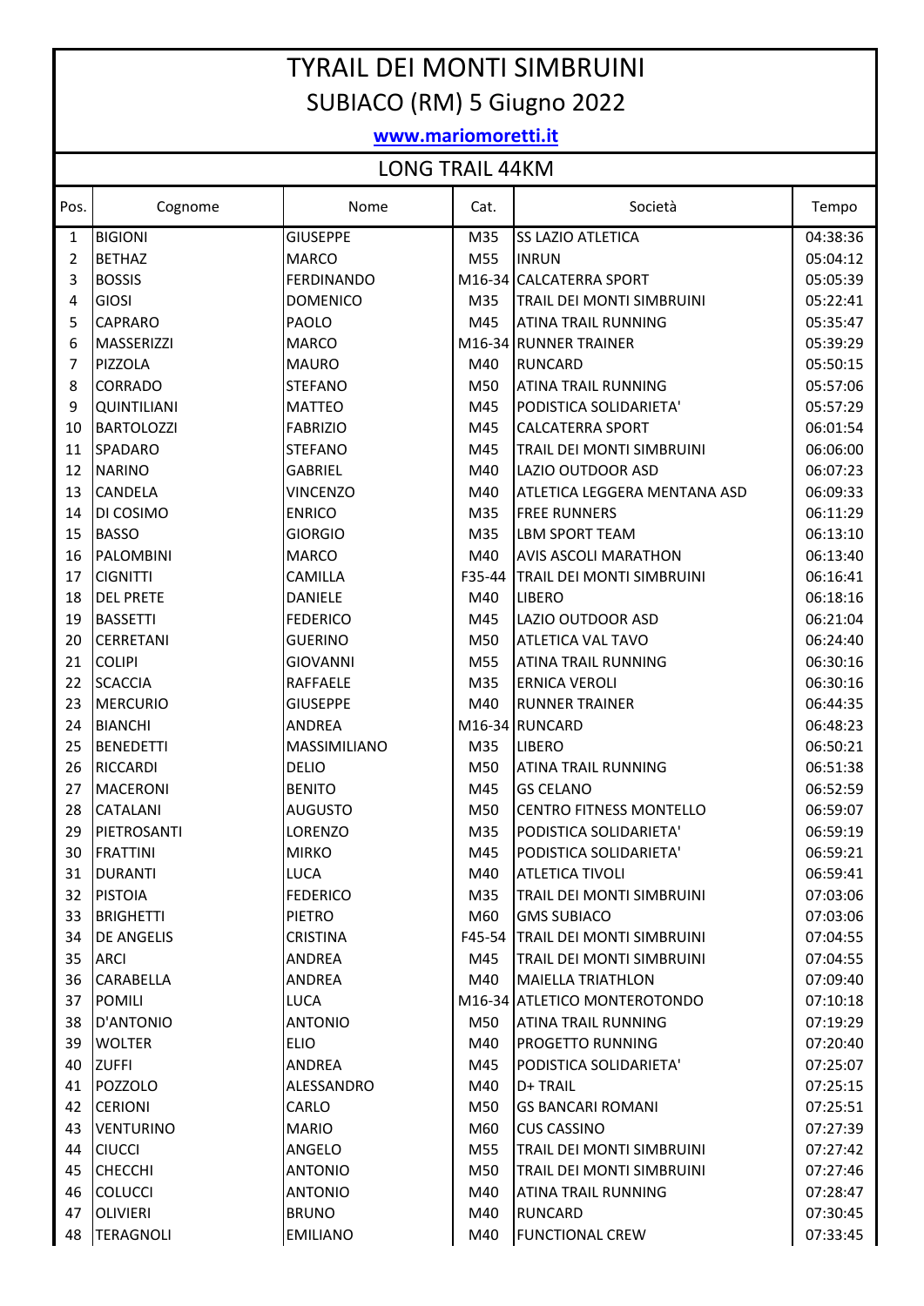# TYRAIL DEI MONTI SIMBRUINI

## SUBIACO (RM) 5 Giugno 2022

**www.mariomoretti.it**

## LONG TRAIL 44KM

| Pos. | Cognome | Nome | Cat. | Società | Tempo |
|---|---|---|---|---|---|
| 1 | BIGIONI | GIUSEPPE | M35 | SS LAZIO ATLETICA | 04:38:36 |
| 2 | BETHAZ | MARCO | M55 | INRUN | 05:04:12 |
| 3 | BOSSIS | FERDINANDO | M16-34 | CALCATERRA SPORT | 05:05:39 |
| 4 | GIOSI | DOMENICO | M35 | TRAIL DEI MONTI SIMBRUINI | 05:22:41 |
| 5 | CAPRARO | PAOLO | M45 | ATINA TRAIL RUNNING | 05:35:47 |
| 6 | MASSERIZZI | MARCO | M16-34 | RUNNER TRAINER | 05:39:29 |
| 7 | PIZZOLA | MAURO | M40 | RUNCARD | 05:50:15 |
| 8 | CORRADO | STEFANO | M50 | ATINA TRAIL RUNNING | 05:57:06 |
| 9 | QUINTILIANI | MATTEO | M45 | PODISTICA SOLIDARIETA' | 05:57:29 |
| 10 | BARTOLOZZI | FABRIZIO | M45 | CALCATERRA SPORT | 06:01:54 |
| 11 | SPADARO | STEFANO | M45 | TRAIL DEI MONTI SIMBRUINI | 06:06:00 |
| 12 | NARINO | GABRIEL | M40 | LAZIO OUTDOOR ASD | 06:07:23 |
| 13 | CANDELA | VINCENZO | M40 | ATLETICA LEGGERA MENTANA ASD | 06:09:33 |
| 14 | DI COSIMO | ENRICO | M35 | FREE RUNNERS | 06:11:29 |
| 15 | BASSO | GIORGIO | M35 | LBM SPORT TEAM | 06:13:10 |
| 16 | PALOMBINI | MARCO | M40 | AVIS ASCOLI MARATHON | 06:13:40 |
| 17 | CIGNITTI | CAMILLA | F35-44 | TRAIL DEI MONTI SIMBRUINI | 06:16:41 |
| 18 | DEL PRETE | DANIELE | M40 | LIBERO | 06:18:16 |
| 19 | BASSETTI | FEDERICO | M45 | LAZIO OUTDOOR ASD | 06:21:04 |
| 20 | CERRETANI | GUERINO | M50 | ATLETICA VAL TAVO | 06:24:40 |
| 21 | COLIPI | GIOVANNI | M55 | ATINA TRAIL RUNNING | 06:30:16 |
| 22 | SCACCIA | RAFFAELE | M35 | ERNICA VEROLI | 06:30:16 |
| 23 | MERCURIO | GIUSEPPE | M40 | RUNNER TRAINER | 06:44:35 |
| 24 | BIANCHI | ANDREA | M16-34 | RUNCARD | 06:48:23 |
| 25 | BENEDETTI | MASSIMILIANO | M35 | LIBERO | 06:50:21 |
| 26 | RICCARDI | DELIO | M50 | ATINA TRAIL RUNNING | 06:51:38 |
| 27 | MACERONI | BENITO | M45 | GS CELANO | 06:52:59 |
| 28 | CATALANI | AUGUSTO | M50 | CENTRO FITNESS MONTELLO | 06:59:07 |
| 29 | PIETROSANTI | LORENZO | M35 | PODISTICA SOLIDARIETA' | 06:59:19 |
| 30 | FRATTINI | MIRKO | M45 | PODISTICA SOLIDARIETA' | 06:59:21 |
| 31 | DURANTI | LUCA | M40 | ATLETICA TIVOLI | 06:59:41 |
| 32 | PISTOIA | FEDERICO | M35 | TRAIL DEI MONTI SIMBRUINI | 07:03:06 |
| 33 | BRIGHETTI | PIETRO | M60 | GMS SUBIACO | 07:03:06 |
| 34 | DE ANGELIS | CRISTINA | F45-54 | TRAIL DEI MONTI SIMBRUINI | 07:04:55 |
| 35 | ARCI | ANDREA | M45 | TRAIL DEI MONTI SIMBRUINI | 07:04:55 |
| 36 | CARABELLA | ANDREA | M40 | MAIELLA TRIATHLON | 07:09:40 |
| 37 | POMILI | LUCA | M16-34 | ATLETICO MONTEROTONDO | 07:10:18 |
| 38 | D'ANTONIO | ANTONIO | M50 | ATINA TRAIL RUNNING | 07:19:29 |
| 39 | WOLTER | ELIO | M40 | PROGETTO RUNNING | 07:20:40 |
| 40 | ZUFFI | ANDREA | M45 | PODISTICA SOLIDARIETA' | 07:25:07 |
| 41 | POZZOLO | ALESSANDRO | M40 | D+ TRAIL | 07:25:15 |
| 42 | CERIONI | CARLO | M50 | GS BANCARI ROMANI | 07:25:51 |
| 43 | VENTURINO | MARIO | M60 | CUS CASSINO | 07:27:39 |
| 44 | CIUCCI | ANGELO | M55 | TRAIL DEI MONTI SIMBRUINI | 07:27:42 |
| 45 | CHECCHI | ANTONIO | M50 | TRAIL DEI MONTI SIMBRUINI | 07:27:46 |
| 46 | COLUCCI | ANTONIO | M40 | ATINA TRAIL RUNNING | 07:28:47 |
| 47 | OLIVIERI | BRUNO | M40 | RUNCARD | 07:30:45 |
| 48 | TERAGNOLI | EMILIANO | M40 | FUNCTIONAL CREW | 07:33:45 |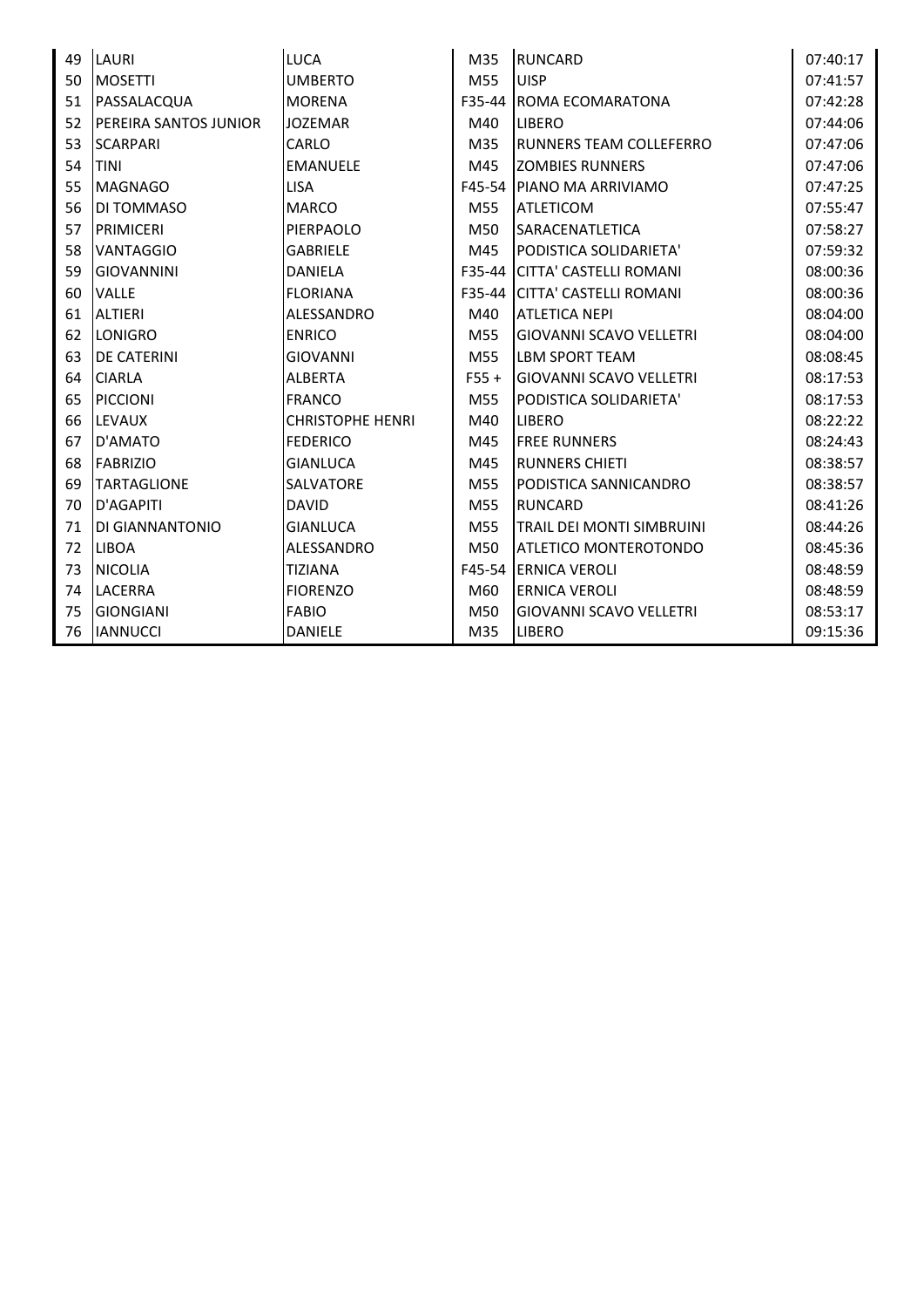| | | | | | |
|---|---|---|---|---|---|
| 49 | LAURI | LUCA | M35 | RUNCARD | 07:40:17 |
| 50 | MOSETTI | UMBERTO | M55 | UISP | 07:41:57 |
| 51 | PASSALACQUA | MORENA | F35-44 | ROMA ECOMARATONA | 07:42:28 |
| 52 | PEREIRA SANTOS JUNIOR | JOZEMAR | M40 | LIBERO | 07:44:06 |
| 53 | SCARPARI | CARLO | M35 | RUNNERS TEAM COLLEFERRO | 07:47:06 |
| 54 | TINI | EMANUELE | M45 | ZOMBIES RUNNERS | 07:47:06 |
| 55 | MAGNAGO | LISA | F45-54 | PIANO MA ARRIVIAMO | 07:47:25 |
| 56 | DI TOMMASO | MARCO | M55 | ATLETICOM | 07:55:47 |
| 57 | PRIMICERI | PIERPAOLO | M50 | SARACENATLETICA | 07:58:27 |
| 58 | VANTAGGIO | GABRIELE | M45 | PODISTICA SOLIDARIETA' | 07:59:32 |
| 59 | GIOVANNINI | DANIELA | F35-44 | CITTA' CASTELLI ROMANI | 08:00:36 |
| 60 | VALLE | FLORIANA | F35-44 | CITTA' CASTELLI ROMANI | 08:00:36 |
| 61 | ALTIERI | ALESSANDRO | M40 | ATLETICA NEPI | 08:04:00 |
| 62 | LONIGRO | ENRICO | M55 | GIOVANNI SCAVO VELLETRI | 08:04:00 |
| 63 | DE CATERINI | GIOVANNI | M55 | LBM SPORT TEAM | 08:08:45 |
| 64 | CIARLA | ALBERTA | F55 + | GIOVANNI SCAVO VELLETRI | 08:17:53 |
| 65 | PICCIONI | FRANCO | M55 | PODISTICA SOLIDARIETA' | 08:17:53 |
| 66 | LEVAUX | CHRISTOPHE HENRI | M40 | LIBERO | 08:22:22 |
| 67 | D'AMATO | FEDERICO | M45 | FREE RUNNERS | 08:24:43 |
| 68 | FABRIZIO | GIANLUCA | M45 | RUNNERS CHIETI | 08:38:57 |
| 69 | TARTAGLIONE | SALVATORE | M55 | PODISTICA SANNICANDRO | 08:38:57 |
| 70 | D'AGAPITI | DAVID | M55 | RUNCARD | 08:41:26 |
| 71 | DI GIANNANTONIO | GIANLUCA | M55 | TRAIL DEI MONTI SIMBRUINI | 08:44:26 |
| 72 | LIBOA | ALESSANDRO | M50 | ATLETICO MONTEROTONDO | 08:45:36 |
| 73 | NICOLIA | TIZIANA | F45-54 | ERNICA VEROLI | 08:48:59 |
| 74 | LACERRA | FIORENZO | M60 | ERNICA VEROLI | 08:48:59 |
| 75 | GIONGIANI | FABIO | M50 | GIOVANNI SCAVO VELLETRI | 08:53:17 |
| 76 | IANNUCCI | DANIELE | M35 | LIBERO | 09:15:36 |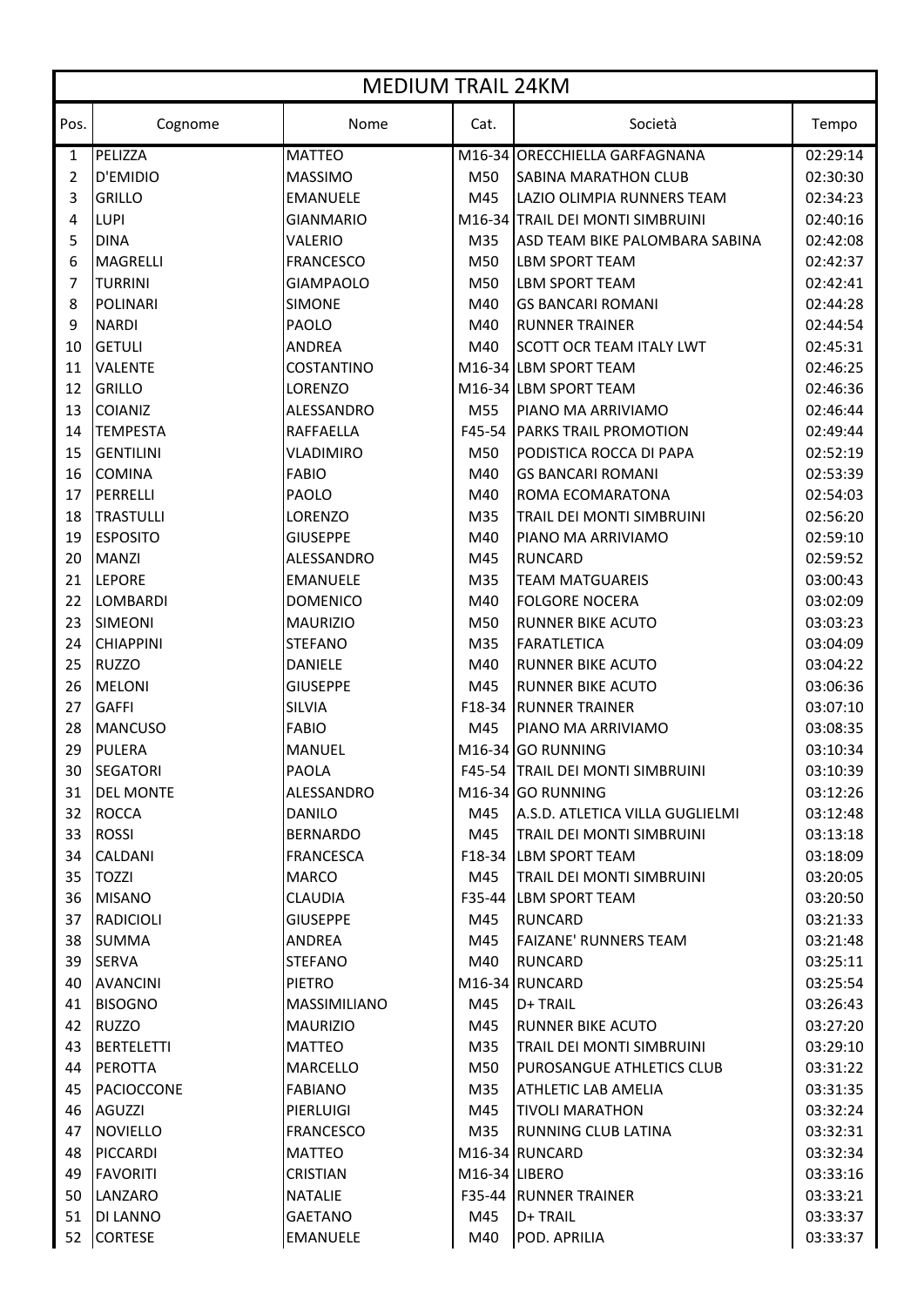# MEDIUM TRAIL 24KM

| Pos. | Cognome | Nome | Cat. | Società | Tempo |
|---|---|---|---|---|---|
| 1 | PELIZZA | MATTEO | M16-34 | ORECCHIELLA GARFAGNANA | 02:29:14 |
| 2 | D'EMIDIO | MASSIMO | M50 | SABINA MARATHON CLUB | 02:30:30 |
| 3 | GRILLO | EMANUELE | M45 | LAZIO OLIMPIA RUNNERS TEAM | 02:34:23 |
| 4 | LUPI | GIANMARIO | M16-34 | TRAIL DEI MONTI SIMBRUINI | 02:40:16 |
| 5 | DINA | VALERIO | M35 | ASD TEAM BIKE PALOMBARA SABINA | 02:42:08 |
| 6 | MAGRELLI | FRANCESCO | M50 | LBM SPORT TEAM | 02:42:37 |
| 7 | TURRINI | GIAMPAOLO | M50 | LBM SPORT TEAM | 02:42:41 |
| 8 | POLINARI | SIMONE | M40 | GS BANCARI ROMANI | 02:44:28 |
| 9 | NARDI | PAOLO | M40 | RUNNER TRAINER | 02:44:54 |
| 10 | GETULI | ANDREA | M40 | SCOTT OCR TEAM ITALY LWT | 02:45:31 |
| 11 | VALENTE | COSTANTINO | M16-34 | LBM SPORT TEAM | 02:46:25 |
| 12 | GRILLO | LORENZO | M16-34 | LBM SPORT TEAM | 02:46:36 |
| 13 | COIANIZ | ALESSANDRO | M55 | PIANO MA ARRIVIAMO | 02:46:44 |
| 14 | TEMPESTA | RAFFAELLA | F45-54 | PARKS TRAIL PROMOTION | 02:49:44 |
| 15 | GENTILINI | VLADIMIRO | M50 | PODISTICA ROCCA DI PAPA | 02:52:19 |
| 16 | COMINA | FABIO | M40 | GS BANCARI ROMANI | 02:53:39 |
| 17 | PERRELLI | PAOLO | M40 | ROMA ECOMARATONA | 02:54:03 |
| 18 | TRASTULLI | LORENZO | M35 | TRAIL DEI MONTI SIMBRUINI | 02:56:20 |
| 19 | ESPOSITO | GIUSEPPE | M40 | PIANO MA ARRIVIAMO | 02:59:10 |
| 20 | MANZI | ALESSANDRO | M45 | RUNCARD | 02:59:52 |
| 21 | LEPORE | EMANUELE | M35 | TEAM MATGUAREIS | 03:00:43 |
| 22 | LOMBARDI | DOMENICO | M40 | FOLGORE NOCERA | 03:02:09 |
| 23 | SIMEONI | MAURIZIO | M50 | RUNNER BIKE ACUTO | 03:03:23 |
| 24 | CHIAPPINI | STEFANO | M35 | FARATLETICA | 03:04:09 |
| 25 | RUZZO | DANIELE | M40 | RUNNER BIKE ACUTO | 03:04:22 |
| 26 | MELONI | GIUSEPPE | M45 | RUNNER BIKE ACUTO | 03:06:36 |
| 27 | GAFFI | SILVIA | F18-34 | RUNNER TRAINER | 03:07:10 |
| 28 | MANCUSO | FABIO | M45 | PIANO MA ARRIVIAMO | 03:08:35 |
| 29 | PULERA | MANUEL | M16-34 | GO RUNNING | 03:10:34 |
| 30 | SEGATORI | PAOLA | F45-54 | TRAIL DEI MONTI SIMBRUINI | 03:10:39 |
| 31 | DEL MONTE | ALESSANDRO | M16-34 | GO RUNNING | 03:12:26 |
| 32 | ROCCA | DANILO | M45 | A.S.D. ATLETICA VILLA GUGLIELMI | 03:12:48 |
| 33 | ROSSI | BERNARDO | M45 | TRAIL DEI MONTI SIMBRUINI | 03:13:18 |
| 34 | CALDANI | FRANCESCA | F18-34 | LBM SPORT TEAM | 03:18:09 |
| 35 | TOZZI | MARCO | M45 | TRAIL DEI MONTI SIMBRUINI | 03:20:05 |
| 36 | MISANO | CLAUDIA | F35-44 | LBM SPORT TEAM | 03:20:50 |
| 37 | RADICIOLI | GIUSEPPE | M45 | RUNCARD | 03:21:33 |
| 38 | SUMMA | ANDREA | M45 | FAIZANE' RUNNERS TEAM | 03:21:48 |
| 39 | SERVA | STEFANO | M40 | RUNCARD | 03:25:11 |
| 40 | AVANCINI | PIETRO | M16-34 | RUNCARD | 03:25:54 |
| 41 | BISOGNO | MASSIMILIANO | M45 | D+ TRAIL | 03:26:43 |
| 42 | RUZZO | MAURIZIO | M45 | RUNNER BIKE ACUTO | 03:27:20 |
| 43 | BERTELETTI | MATTEO | M35 | TRAIL DEI MONTI SIMBRUINI | 03:29:10 |
| 44 | PEROTTA | MARCELLO | M50 | PUROSANGUE ATHLETICS CLUB | 03:31:22 |
| 45 | PACIOCCONE | FABIANO | M35 | ATHLETIC LAB AMELIA | 03:31:35 |
| 46 | AGUZZI | PIERLUIGI | M45 | TIVOLI MARATHON | 03:32:24 |
| 47 | NOVIELLO | FRANCESCO | M35 | RUNNING CLUB LATINA | 03:32:31 |
| 48 | PICCARDI | MATTEO | M16-34 | RUNCARD | 03:32:34 |
| 49 | FAVORITI | CRISTIAN | M16-34 | LIBERO | 03:33:16 |
| 50 | LANZARO | NATALIE | F35-44 | RUNNER TRAINER | 03:33:21 |
| 51 | DI LANNO | GAETANO | M45 | D+ TRAIL | 03:33:37 |
| 52 | CORTESE | EMANUELE | M40 | POD. APRILIA | 03:33:37 |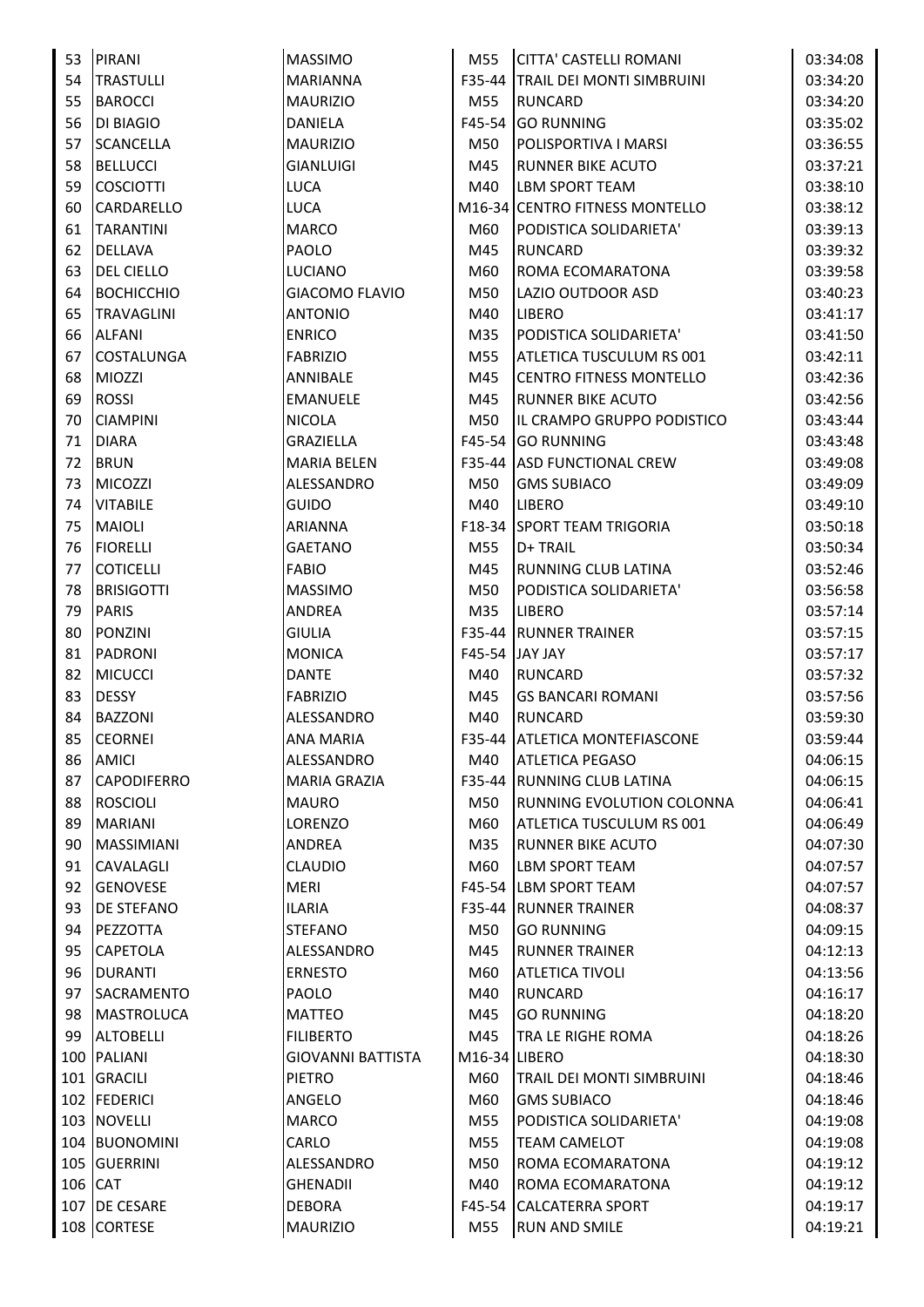| | | | | | |
|---|---|---|---|---|---|
| 53 | PIRANI | MASSIMO | M55 | CITTA' CASTELLI ROMANI | 03:34:08 |
| 54 | TRASTULLI | MARIANNA | F35-44 | TRAIL DEI MONTI SIMBRUINI | 03:34:20 |
| 55 | BAROCCI | MAURIZIO | M55 | RUNCARD | 03:34:20 |
| 56 | DI BIAGIO | DANIELA | F45-54 | GO RUNNING | 03:35:02 |
| 57 | SCANCELLA | MAURIZIO | M50 | POLISPORTIVA I MARSI | 03:36:55 |
| 58 | BELLUCCI | GIANLUIGI | M45 | RUNNER BIKE ACUTO | 03:37:21 |
| 59 | COSCIOTTI | LUCA | M40 | LBM SPORT TEAM | 03:38:10 |
| 60 | CARDARELLO | LUCA | M16-34 | CENTRO FITNESS MONTELLO | 03:38:12 |
| 61 | TARANTINI | MARCO | M60 | PODISTICA SOLIDARIETA' | 03:39:13 |
| 62 | DELLAVA | PAOLO | M45 | RUNCARD | 03:39:32 |
| 63 | DEL CIELLO | LUCIANO | M60 | ROMA ECOMARATONA | 03:39:58 |
| 64 | BOCHICCHIO | GIACOMO FLAVIO | M50 | LAZIO OUTDOOR ASD | 03:40:23 |
| 65 | TRAVAGLINI | ANTONIO | M40 | LIBERO | 03:41:17 |
| 66 | ALFANI | ENRICO | M35 | PODISTICA SOLIDARIETA' | 03:41:50 |
| 67 | COSTALUNGA | FABRIZIO | M55 | ATLETICA TUSCULUM RS 001 | 03:42:11 |
| 68 | MIOZZI | ANNIBALE | M45 | CENTRO FITNESS MONTELLO | 03:42:36 |
| 69 | ROSSI | EMANUELE | M45 | RUNNER BIKE ACUTO | 03:42:56 |
| 70 | CIAMPINI | NICOLA | M50 | IL CRAMPO GRUPPO PODISTICO | 03:43:44 |
| 71 | DIARA | GRAZIELLA | F45-54 | GO RUNNING | 03:43:48 |
| 72 | BRUN | MARIA BELEN | F35-44 | ASD FUNCTIONAL CREW | 03:49:08 |
| 73 | MICOZZI | ALESSANDRO | M50 | GMS SUBIACO | 03:49:09 |
| 74 | VITABILE | GUIDO | M40 | LIBERO | 03:49:10 |
| 75 | MAIOLI | ARIANNA | F18-34 | SPORT TEAM TRIGORIA | 03:50:18 |
| 76 | FIORELLI | GAETANO | M55 | D+ TRAIL | 03:50:34 |
| 77 | COTICELLI | FABIO | M45 | RUNNING CLUB LATINA | 03:52:46 |
| 78 | BRISIGOTTI | MASSIMO | M50 | PODISTICA SOLIDARIETA' | 03:56:58 |
| 79 | PARIS | ANDREA | M35 | LIBERO | 03:57:14 |
| 80 | PONZINI | GIULIA | F35-44 | RUNNER TRAINER | 03:57:15 |
| 81 | PADRONI | MONICA | F45-54 | JAY JAY | 03:57:17 |
| 82 | MICUCCI | DANTE | M40 | RUNCARD | 03:57:32 |
| 83 | DESSY | FABRIZIO | M45 | GS BANCARI ROMANI | 03:57:56 |
| 84 | BAZZONI | ALESSANDRO | M40 | RUNCARD | 03:59:30 |
| 85 | CEORNEI | ANA MARIA | F35-44 | ATLETICA MONTEFIASCONE | 03:59:44 |
| 86 | AMICI | ALESSANDRO | M40 | ATLETICA PEGASO | 04:06:15 |
| 87 | CAPODIFERRO | MARIA GRAZIA | F35-44 | RUNNING CLUB LATINA | 04:06:15 |
| 88 | ROSCIOLI | MAURO | M50 | RUNNING EVOLUTION COLONNA | 04:06:41 |
| 89 | MARIANI | LORENZO | M60 | ATLETICA TUSCULUM RS 001 | 04:06:49 |
| 90 | MASSIMIANI | ANDREA | M35 | RUNNER BIKE ACUTO | 04:07:30 |
| 91 | CAVALAGLI | CLAUDIO | M60 | LBM SPORT TEAM | 04:07:57 |
| 92 | GENOVESE | MERI | F45-54 | LBM SPORT TEAM | 04:07:57 |
| 93 | DE STEFANO | ILARIA | F35-44 | RUNNER TRAINER | 04:08:37 |
| 94 | PEZZOTTA | STEFANO | M50 | GO RUNNING | 04:09:15 |
| 95 | CAPETOLA | ALESSANDRO | M45 | RUNNER TRAINER | 04:12:13 |
| 96 | DURANTI | ERNESTO | M60 | ATLETICA TIVOLI | 04:13:56 |
| 97 | SACRAMENTO | PAOLO | M40 | RUNCARD | 04:16:17 |
| 98 | MASTROLUCA | MATTEO | M45 | GO RUNNING | 04:18:20 |
| 99 | ALTOBELLI | FILIBERTO | M45 | TRA LE RIGHE ROMA | 04:18:26 |
| 100 | PALIANI | GIOVANNI BATTISTA | M16-34 | LIBERO | 04:18:30 |
| 101 | GRACILI | PIETRO | M60 | TRAIL DEI MONTI SIMBRUINI | 04:18:46 |
| 102 | FEDERICI | ANGELO | M60 | GMS SUBIACO | 04:18:46 |
| 103 | NOVELLI | MARCO | M55 | PODISTICA SOLIDARIETA' | 04:19:08 |
| 104 | BUONOMINI | CARLO | M55 | TEAM CAMELOT | 04:19:08 |
| 105 | GUERRINI | ALESSANDRO | M50 | ROMA ECOMARATONA | 04:19:12 |
| 106 | CAT | GHENADII | M40 | ROMA ECOMARATONA | 04:19:12 |
| 107 | DE CESARE | DEBORA | F45-54 | CALCATERRA SPORT | 04:19:17 |
| 108 | CORTESE | MAURIZIO | M55 | RUN AND SMILE | 04:19:21 |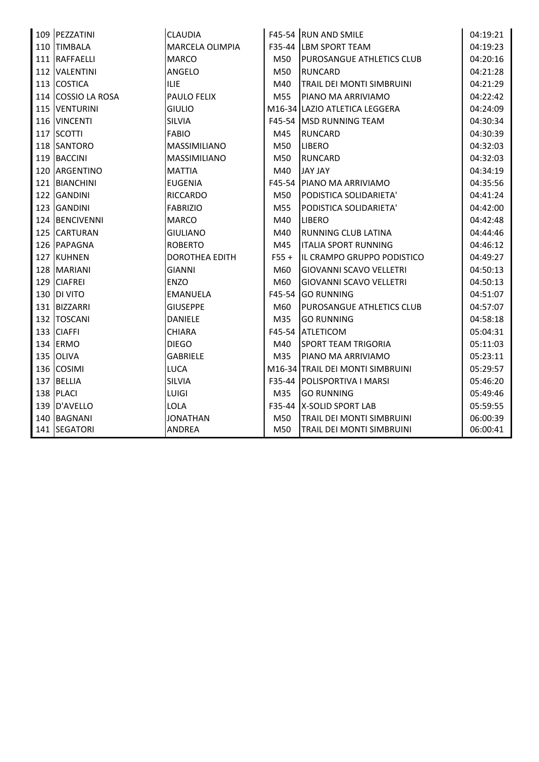| 109 | PEZZATINI | CLAUDIA | F45-54 | RUN AND SMILE | 04:19:21 |
|---|---|---|---|---|---|
| 110 | TIMBALA | MARCELA OLIMPIA | F35-44 | LBM SPORT TEAM | 04:19:23 |
| 111 | RAFFAELLI | MARCO | M50 | PUROSANGUE ATHLETICS CLUB | 04:20:16 |
| 112 | VALENTINI | ANGELO | M50 | RUNCARD | 04:21:28 |
| 113 | COSTICA | ILIE | M40 | TRAIL DEI MONTI SIMBRUINI | 04:21:29 |
| 114 | COSSIO LA ROSA | PAULO FELIX | M55 | PIANO MA ARRIVIAMO | 04:22:42 |
| 115 | VENTURINI | GIULIO | M16-34 | LAZIO ATLETICA LEGGERA | 04:24:09 |
| 116 | VINCENTI | SILVIA | F45-54 | MSD RUNNING TEAM | 04:30:34 |
| 117 | SCOTTI | FABIO | M45 | RUNCARD | 04:30:39 |
| 118 | SANTORO | MASSIMILIANO | M50 | LIBERO | 04:32:03 |
| 119 | BACCINI | MASSIMILIANO | M50 | RUNCARD | 04:32:03 |
| 120 | ARGENTINO | MATTIA | M40 | JAY JAY | 04:34:19 |
| 121 | BIANCHINI | EUGENIA | F45-54 | PIANO MA ARRIVIAMO | 04:35:56 |
| 122 | GANDINI | RICCARDO | M50 | PODISTICA SOLIDARIETA' | 04:41:24 |
| 123 | GANDINI | FABRIZIO | M55 | PODISTICA SOLIDARIETA' | 04:42:00 |
| 124 | BENCIVENNI | MARCO | M40 | LIBERO | 04:42:48 |
| 125 | CARTURAN | GIULIANO | M40 | RUNNING CLUB LATINA | 04:44:46 |
| 126 | PAPAGNA | ROBERTO | M45 | ITALIA SPORT RUNNING | 04:46:12 |
| 127 | KUHNEN | DOROTHEA EDITH | F55 + | IL CRAMPO GRUPPO PODISTICO | 04:49:27 |
| 128 | MARIANI | GIANNI | M60 | GIOVANNI SCAVO VELLETRI | 04:50:13 |
| 129 | CIAFREI | ENZO | M60 | GIOVANNI SCAVO VELLETRI | 04:50:13 |
| 130 | DI VITO | EMANUELA | F45-54 | GO RUNNING | 04:51:07 |
| 131 | BIZZARRI | GIUSEPPE | M60 | PUROSANGUE ATHLETICS CLUB | 04:57:07 |
| 132 | TOSCANI | DANIELE | M35 | GO RUNNING | 04:58:18 |
| 133 | CIAFFI | CHIARA | F45-54 | ATLETICOM | 05:04:31 |
| 134 | ERMO | DIEGO | M40 | SPORT TEAM TRIGORIA | 05:11:03 |
| 135 | OLIVA | GABRIELE | M35 | PIANO MA ARRIVIAMO | 05:23:11 |
| 136 | COSIMI | LUCA | M16-34 | TRAIL DEI MONTI SIMBRUINI | 05:29:57 |
| 137 | BELLIA | SILVIA | F35-44 | POLISPORTIVA I MARSI | 05:46:20 |
| 138 | PLACI | LUIGI | M35 | GO RUNNING | 05:49:46 |
| 139 | D'AVELLO | LOLA | F35-44 | X-SOLID SPORT LAB | 05:59:55 |
| 140 | BAGNANI | JONATHAN | M50 | TRAIL DEI MONTI SIMBRUINI | 06:00:39 |
| 141 | SEGATORI | ANDREA | M50 | TRAIL DEI MONTI SIMBRUINI | 06:00:41 |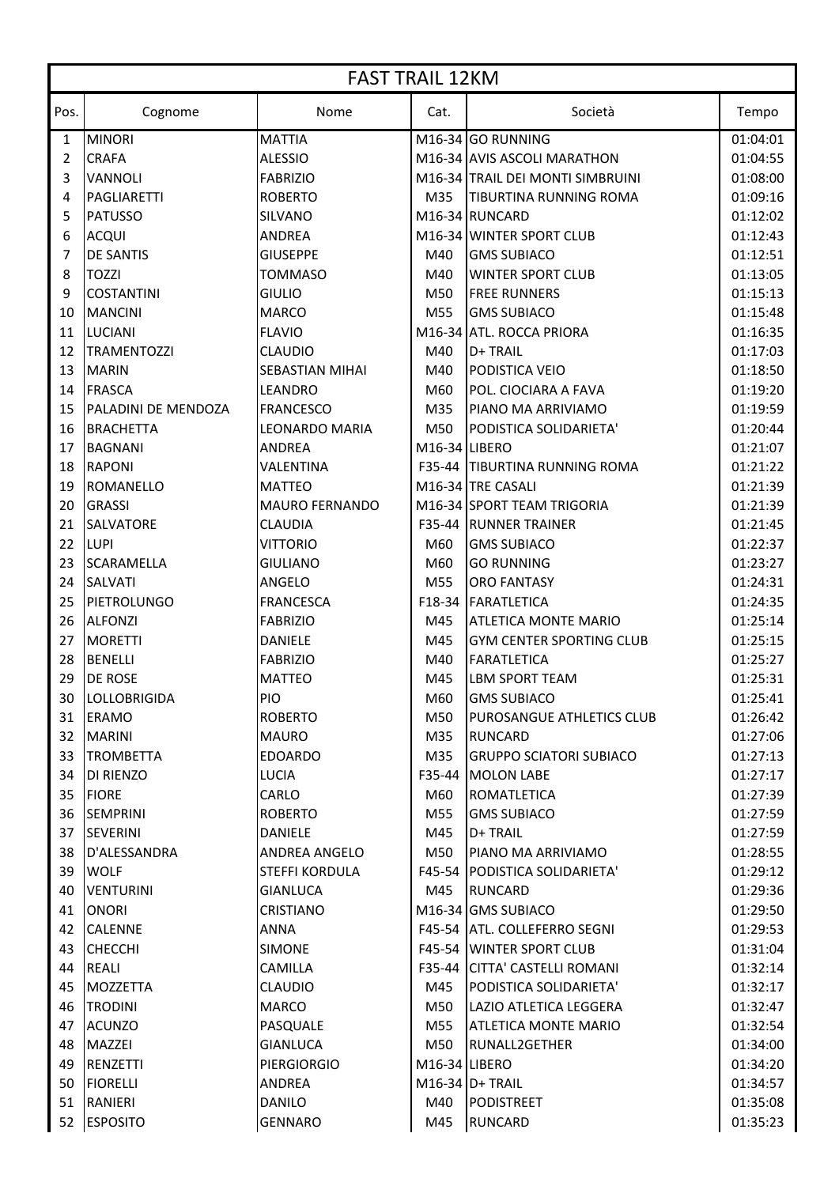# FAST TRAIL 12KM

| Pos. | Cognome | Nome | Cat. | Società | Tempo |
|---|---|---|---|---|---|
| 1 | MINORI | MATTIA | M16-34 | GO RUNNING | 01:04:01 |
| 2 | CRAFA | ALESSIO | M16-34 | AVIS ASCOLI MARATHON | 01:04:55 |
| 3 | VANNOLI | FABRIZIO | M16-34 | TRAIL DEI MONTI SIMBRUINI | 01:08:00 |
| 4 | PAGLIARETTI | ROBERTO | M35 | TIBURTINA RUNNING ROMA | 01:09:16 |
| 5 | PATUSSO | SILVANO | M16-34 | RUNCARD | 01:12:02 |
| 6 | ACQUI | ANDREA | M16-34 | WINTER SPORT CLUB | 01:12:43 |
| 7 | DE SANTIS | GIUSEPPE | M40 | GMS SUBIACO | 01:12:51 |
| 8 | TOZZI | TOMMASO | M40 | WINTER SPORT CLUB | 01:13:05 |
| 9 | COSTANTINI | GIULIO | M50 | FREE RUNNERS | 01:15:13 |
| 10 | MANCINI | MARCO | M55 | GMS SUBIACO | 01:15:48 |
| 11 | LUCIANI | FLAVIO | M16-34 | ATL. ROCCA PRIORA | 01:16:35 |
| 12 | TRAMENTOZZI | CLAUDIO | M40 | D+ TRAIL | 01:17:03 |
| 13 | MARIN | SEBASTIAN MIHAI | M40 | PODISTICA VEIO | 01:18:50 |
| 14 | FRASCA | LEANDRO | M60 | POL. CIOCIARA A FAVA | 01:19:20 |
| 15 | PALADINI DE MENDOZA | FRANCESCO | M35 | PIANO MA ARRIVIAMO | 01:19:59 |
| 16 | BRACHETTA | LEONARDO MARIA | M50 | PODISTICA SOLIDARIETA' | 01:20:44 |
| 17 | BAGNANI | ANDREA | M16-34 | LIBERO | 01:21:07 |
| 18 | RAPONI | VALENTINA | F35-44 | TIBURTINA RUNNING ROMA | 01:21:22 |
| 19 | ROMANELLO | MATTEO | M16-34 | TRE CASALI | 01:21:39 |
| 20 | GRASSI | MAURO FERNANDO | M16-34 | SPORT TEAM TRIGORIA | 01:21:39 |
| 21 | SALVATORE | CLAUDIA | F35-44 | RUNNER TRAINER | 01:21:45 |
| 22 | LUPI | VITTORIO | M60 | GMS SUBIACO | 01:22:37 |
| 23 | SCARAMELLA | GIULIANO | M60 | GO RUNNING | 01:23:27 |
| 24 | SALVATI | ANGELO | M55 | ORO FANTASY | 01:24:31 |
| 25 | PIETROLUNGO | FRANCESCA | F18-34 | FARATLETICA | 01:24:35 |
| 26 | ALFONZI | FABRIZIO | M45 | ATLETICA MONTE MARIO | 01:25:14 |
| 27 | MORETTI | DANIELE | M45 | GYM CENTER SPORTING CLUB | 01:25:15 |
| 28 | BENELLI | FABRIZIO | M40 | FARATLETICA | 01:25:27 |
| 29 | DE ROSE | MATTEO | M45 | LBM SPORT TEAM | 01:25:31 |
| 30 | LOLLOBRIGIDA | PIO | M60 | GMS SUBIACO | 01:25:41 |
| 31 | ERAMO | ROBERTO | M50 | PUROSANGUE ATHLETICS CLUB | 01:26:42 |
| 32 | MARINI | MAURO | M35 | RUNCARD | 01:27:06 |
| 33 | TROMBETTA | EDOARDO | M35 | GRUPPO SCIATORI SUBIACO | 01:27:13 |
| 34 | DI RIENZO | LUCIA | F35-44 | MOLON LABE | 01:27:17 |
| 35 | FIORE | CARLO | M60 | ROMATLETICA | 01:27:39 |
| 36 | SEMPRINI | ROBERTO | M55 | GMS SUBIACO | 01:27:59 |
| 37 | SEVERINI | DANIELE | M45 | D+ TRAIL | 01:27:59 |
| 38 | D'ALESSANDRA | ANDREA ANGELO | M50 | PIANO MA ARRIVIAMO | 01:28:55 |
| 39 | WOLF | STEFFI KORDULA | F45-54 | PODISTICA SOLIDARIETA' | 01:29:12 |
| 40 | VENTURINI | GIANLUCA | M45 | RUNCARD | 01:29:36 |
| 41 | ONORI | CRISTIANO | M16-34 | GMS SUBIACO | 01:29:50 |
| 42 | CALENNE | ANNA | F45-54 | ATL. COLLEFERRO SEGNI | 01:29:53 |
| 43 | CHECCHI | SIMONE | F45-54 | WINTER SPORT CLUB | 01:31:04 |
| 44 | REALI | CAMILLA | F35-44 | CITTA' CASTELLI ROMANI | 01:32:14 |
| 45 | MOZZETTA | CLAUDIO | M45 | PODISTICA SOLIDARIETA' | 01:32:17 |
| 46 | TRODINI | MARCO | M50 | LAZIO ATLETICA LEGGERA | 01:32:47 |
| 47 | ACUNZO | PASQUALE | M55 | ATLETICA MONTE MARIO | 01:32:54 |
| 48 | MAZZEI | GIANLUCA | M50 | RUNALL2GETHER | 01:34:00 |
| 49 | RENZETTI | PIERGIORGIO | M16-34 | LIBERO | 01:34:20 |
| 50 | FIORELLI | ANDREA | M16-34 | D+ TRAIL | 01:34:57 |
| 51 | RANIERI | DANILO | M40 | PODISTREET | 01:35:08 |
| 52 | ESPOSITO | GENNARO | M45 | RUNCARD | 01:35:23 |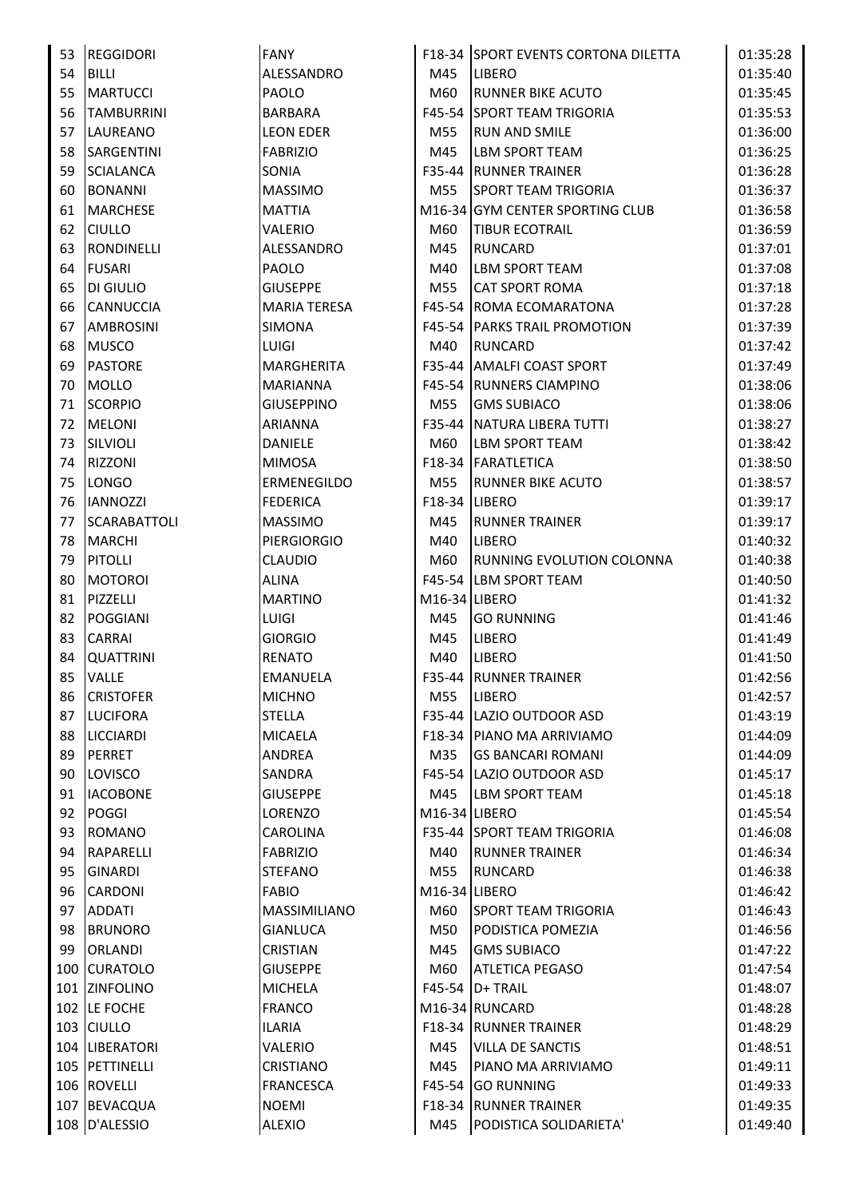| | | | | | |
|---|---|---|---|---|---|
| 53 | REGGIDORI | FANY | F18-34 | SPORT EVENTS CORTONA DILETTA | 01:35:28 |
| 54 | BILLI | ALESSANDRO | M45 | LIBERO | 01:35:40 |
| 55 | MARTUCCI | PAOLO | M60 | RUNNER BIKE ACUTO | 01:35:45 |
| 56 | TAMBURRINI | BARBARA | F45-54 | SPORT TEAM TRIGORIA | 01:35:53 |
| 57 | LAUREANO | LEON EDER | M55 | RUN AND SMILE | 01:36:00 |
| 58 | SARGENTINI | FABRIZIO | M45 | LBM SPORT TEAM | 01:36:25 |
| 59 | SCIALANCA | SONIA | F35-44 | RUNNER TRAINER | 01:36:28 |
| 60 | BONANNI | MASSIMO | M55 | SPORT TEAM TRIGORIA | 01:36:37 |
| 61 | MARCHESE | MATTIA | M16-34 | GYM CENTER SPORTING CLUB | 01:36:58 |
| 62 | CIULLO | VALERIO | M60 | TIBUR ECOTRAIL | 01:36:59 |
| 63 | RONDINELLI | ALESSANDRO | M45 | RUNCARD | 01:37:01 |
| 64 | FUSARI | PAOLO | M40 | LBM SPORT TEAM | 01:37:08 |
| 65 | DI GIULIO | GIUSEPPE | M55 | CAT SPORT ROMA | 01:37:18 |
| 66 | CANNUCCIA | MARIA TERESA | F45-54 | ROMA ECOMARATONA | 01:37:28 |
| 67 | AMBROSINI | SIMONA | F45-54 | PARKS TRAIL PROMOTION | 01:37:39 |
| 68 | MUSCO | LUIGI | M40 | RUNCARD | 01:37:42 |
| 69 | PASTORE | MARGHERITA | F35-44 | AMALFI COAST SPORT | 01:37:49 |
| 70 | MOLLO | MARIANNA | F45-54 | RUNNERS CIAMPINO | 01:38:06 |
| 71 | SCORPIO | GIUSEPPINO | M55 | GMS SUBIACO | 01:38:06 |
| 72 | MELONI | ARIANNA | F35-44 | NATURA LIBERA TUTTI | 01:38:27 |
| 73 | SILVIOLI | DANIELE | M60 | LBM SPORT TEAM | 01:38:42 |
| 74 | RIZZONI | MIMOSA | F18-34 | FARATLETICA | 01:38:50 |
| 75 | LONGO | ERMENEGILDO | M55 | RUNNER BIKE ACUTO | 01:38:57 |
| 76 | IANNOZZI | FEDERICA | F18-34 | LIBERO | 01:39:17 |
| 77 | SCARABATTOLI | MASSIMO | M45 | RUNNER TRAINER | 01:39:17 |
| 78 | MARCHI | PIERGIORGIO | M40 | LIBERO | 01:40:32 |
| 79 | PITOLLI | CLAUDIO | M60 | RUNNING EVOLUTION COLONNA | 01:40:38 |
| 80 | MOTOROI | ALINA | F45-54 | LBM SPORT TEAM | 01:40:50 |
| 81 | PIZZELLI | MARTINO | M16-34 | LIBERO | 01:41:32 |
| 82 | POGGIANI | LUIGI | M45 | GO RUNNING | 01:41:46 |
| 83 | CARRAI | GIORGIO | M45 | LIBERO | 01:41:49 |
| 84 | QUATTRINI | RENATO | M40 | LIBERO | 01:41:50 |
| 85 | VALLE | EMANUELA | F35-44 | RUNNER TRAINER | 01:42:56 |
| 86 | CRISTOFER | MICHNO | M55 | LIBERO | 01:42:57 |
| 87 | LUCIFORA | STELLA | F35-44 | LAZIO OUTDOOR ASD | 01:43:19 |
| 88 | LICCIARDI | MICAELA | F18-34 | PIANO MA ARRIVIAMO | 01:44:09 |
| 89 | PERRET | ANDREA | M35 | GS BANCARI ROMANI | 01:44:09 |
| 90 | LOVISCO | SANDRA | F45-54 | LAZIO OUTDOOR ASD | 01:45:17 |
| 91 | IACOBONE | GIUSEPPE | M45 | LBM SPORT TEAM | 01:45:18 |
| 92 | POGGI | LORENZO | M16-34 | LIBERO | 01:45:54 |
| 93 | ROMANO | CAROLINA | F35-44 | SPORT TEAM TRIGORIA | 01:46:08 |
| 94 | RAPARELLI | FABRIZIO | M40 | RUNNER TRAINER | 01:46:34 |
| 95 | GINARDI | STEFANO | M55 | RUNCARD | 01:46:38 |
| 96 | CARDONI | FABIO | M16-34 | LIBERO | 01:46:42 |
| 97 | ADDATI | MASSIMILIANO | M60 | SPORT TEAM TRIGORIA | 01:46:43 |
| 98 | BRUNORO | GIANLUCA | M50 | PODISTICA POMEZIA | 01:46:56 |
| 99 | ORLANDI | CRISTIAN | M45 | GMS SUBIACO | 01:47:22 |
| 100 | CURATOLO | GIUSEPPE | M60 | ATLETICA PEGASO | 01:47:54 |
| 101 | ZINFOLINO | MICHELA | F45-54 | D+ TRAIL | 01:48:07 |
| 102 | LE FOCHE | FRANCO | M16-34 | RUNCARD | 01:48:28 |
| 103 | CIULLO | ILARIA | F18-34 | RUNNER TRAINER | 01:48:29 |
| 104 | LIBERATORI | VALERIO | M45 | VILLA DE SANCTIS | 01:48:51 |
| 105 | PETTINELLI | CRISTIANO | M45 | PIANO MA ARRIVIAMO | 01:49:11 |
| 106 | ROVELLI | FRANCESCA | F45-54 | GO RUNNING | 01:49:33 |
| 107 | BEVACQUA | NOEMI | F18-34 | RUNNER TRAINER | 01:49:35 |
| 108 | D'ALESSIO | ALEXIO | M45 | PODISTICA SOLIDARIETA' | 01:49:40 |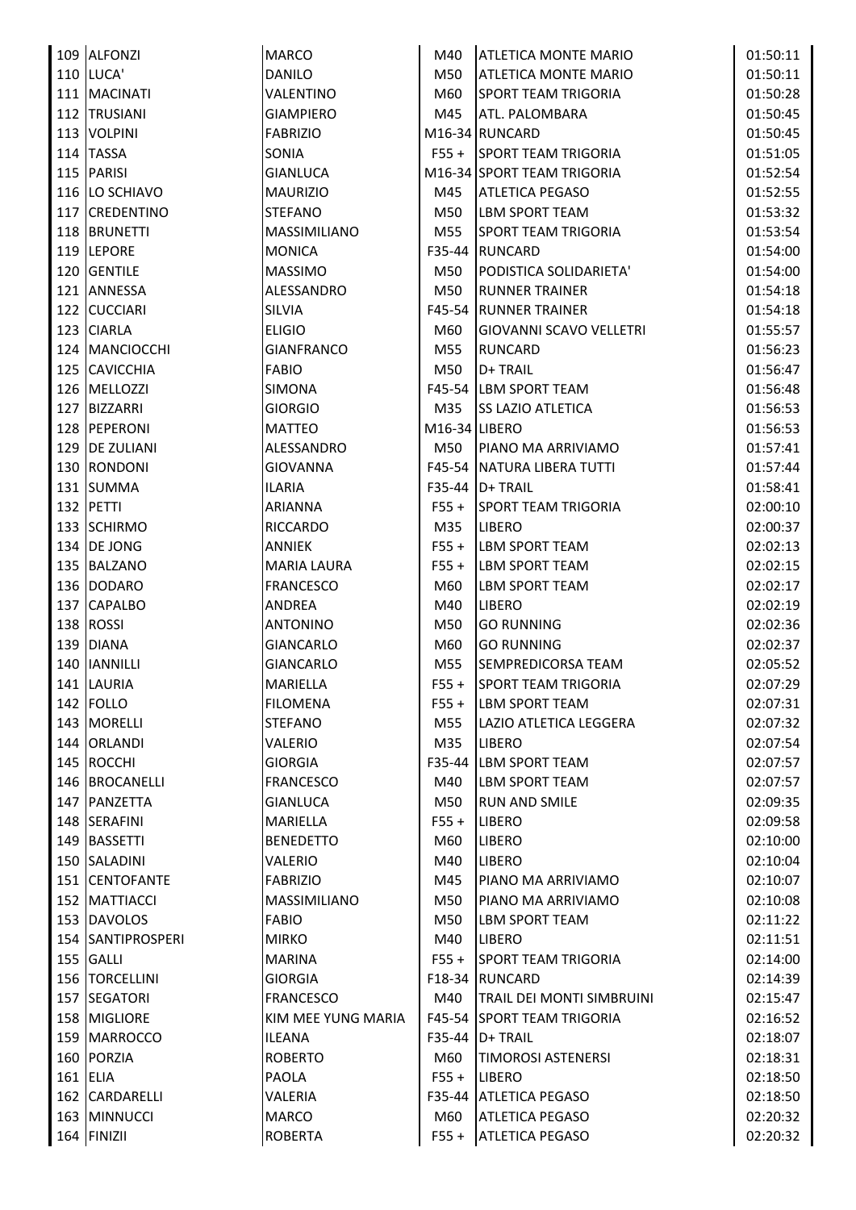| 109 | ALFONZI | MARCO | M40 | ATLETICA MONTE MARIO | 01:50:11 |
|---|---|---|---|---|---|
| 110 | LUCA' | DANILO | M50 | ATLETICA MONTE MARIO | 01:50:11 |
| 111 | MACINATI | VALENTINO | M60 | SPORT TEAM TRIGORIA | 01:50:28 |
| 112 | TRUSIANI | GIAMPIERO | M45 | ATL. PALOMBARA | 01:50:45 |
| 113 | VOLPINI | FABRIZIO | M16-34 | RUNCARD | 01:50:45 |
| 114 | TASSA | SONIA | F55 + | SPORT TEAM TRIGORIA | 01:51:05 |
| 115 | PARISI | GIANLUCA | M16-34 | SPORT TEAM TRIGORIA | 01:52:54 |
| 116 | LO SCHIAVO | MAURIZIO | M45 | ATLETICA PEGASO | 01:52:55 |
| 117 | CREDENTINO | STEFANO | M50 | LBM SPORT TEAM | 01:53:32 |
| 118 | BRUNETTI | MASSIMILIANO | M55 | SPORT TEAM TRIGORIA | 01:53:54 |
| 119 | LEPORE | MONICA | F35-44 | RUNCARD | 01:54:00 |
| 120 | GENTILE | MASSIMO | M50 | PODISTICA SOLIDARIETA' | 01:54:00 |
| 121 | ANNESSA | ALESSANDRO | M50 | RUNNER TRAINER | 01:54:18 |
| 122 | CUCCIARI | SILVIA | F45-54 | RUNNER TRAINER | 01:54:18 |
| 123 | CIARLA | ELIGIO | M60 | GIOVANNI SCAVO VELLETRI | 01:55:57 |
| 124 | MANCIOCCHI | GIANFRANCO | M55 | RUNCARD | 01:56:23 |
| 125 | CAVICCHIA | FABIO | M50 | D+ TRAIL | 01:56:47 |
| 126 | MELLOZZI | SIMONA | F45-54 | LBM SPORT TEAM | 01:56:48 |
| 127 | BIZZARRI | GIORGIO | M35 | SS LAZIO ATLETICA | 01:56:53 |
| 128 | PEPERONI | MATTEO | M16-34 | LIBERO | 01:56:53 |
| 129 | DE ZULIANI | ALESSANDRO | M50 | PIANO MA ARRIVIAMO | 01:57:41 |
| 130 | RONDONI | GIOVANNA | F45-54 | NATURA LIBERA TUTTI | 01:57:44 |
| 131 | SUMMA | ILARIA | F35-44 | D+ TRAIL | 01:58:41 |
| 132 | PETTI | ARIANNA | F55 + | SPORT TEAM TRIGORIA | 02:00:10 |
| 133 | SCHIRMO | RICCARDO | M35 | LIBERO | 02:00:37 |
| 134 | DE JONG | ANNIEK | F55 + | LBM SPORT TEAM | 02:02:13 |
| 135 | BALZANO | MARIA LAURA | F55 + | LBM SPORT TEAM | 02:02:15 |
| 136 | DODARO | FRANCESCO | M60 | LBM SPORT TEAM | 02:02:17 |
| 137 | CAPALBO | ANDREA | M40 | LIBERO | 02:02:19 |
| 138 | ROSSI | ANTONINO | M50 | GO RUNNING | 02:02:36 |
| 139 | DIANA | GIANCARLO | M60 | GO RUNNING | 02:02:37 |
| 140 | IANNILLI | GIANCARLO | M55 | SEMPREDICORSA TEAM | 02:05:52 |
| 141 | LAURIA | MARIELLA | F55 + | SPORT TEAM TRIGORIA | 02:07:29 |
| 142 | FOLLO | FILOMENA | F55 + | LBM SPORT TEAM | 02:07:31 |
| 143 | MORELLI | STEFANO | M55 | LAZIO ATLETICA LEGGERA | 02:07:32 |
| 144 | ORLANDI | VALERIO | M35 | LIBERO | 02:07:54 |
| 145 | ROCCHI | GIORGIA | F35-44 | LBM SPORT TEAM | 02:07:57 |
| 146 | BROCANELLI | FRANCESCO | M40 | LBM SPORT TEAM | 02:07:57 |
| 147 | PANZETTA | GIANLUCA | M50 | RUN AND SMILE | 02:09:35 |
| 148 | SERAFINI | MARIELLA | F55 + | LIBERO | 02:09:58 |
| 149 | BASSETTI | BENEDETTO | M60 | LIBERO | 02:10:00 |
| 150 | SALADINI | VALERIO | M40 | LIBERO | 02:10:04 |
| 151 | CENTOFANTE | FABRIZIO | M45 | PIANO MA ARRIVIAMO | 02:10:07 |
| 152 | MATTIACCI | MASSIMILIANO | M50 | PIANO MA ARRIVIAMO | 02:10:08 |
| 153 | DAVOLOS | FABIO | M50 | LBM SPORT TEAM | 02:11:22 |
| 154 | SANTIPROSPERI | MIRKO | M40 | LIBERO | 02:11:51 |
| 155 | GALLI | MARINA | F55 + | SPORT TEAM TRIGORIA | 02:14:00 |
| 156 | TORCELLINI | GIORGIA | F18-34 | RUNCARD | 02:14:39 |
| 157 | SEGATORI | FRANCESCO | M40 | TRAIL DEI MONTI SIMBRUINI | 02:15:47 |
| 158 | MIGLIORE | KIM MEE YUNG MARIA | F45-54 | SPORT TEAM TRIGORIA | 02:16:52 |
| 159 | MARROCCO | ILEANA | F35-44 | D+ TRAIL | 02:18:07 |
| 160 | PORZIA | ROBERTO | M60 | TIMOROSI ASTENERSI | 02:18:31 |
| 161 | ELIA | PAOLA | F55 + | LIBERO | 02:18:50 |
| 162 | CARDARELLI | VALERIA | F35-44 | ATLETICA PEGASO | 02:18:50 |
| 163 | MINNUCCI | MARCO | M60 | ATLETICA PEGASO | 02:20:32 |
| 164 | FINIZII | ROBERTA | F55 + | ATLETICA PEGASO | 02:20:32 |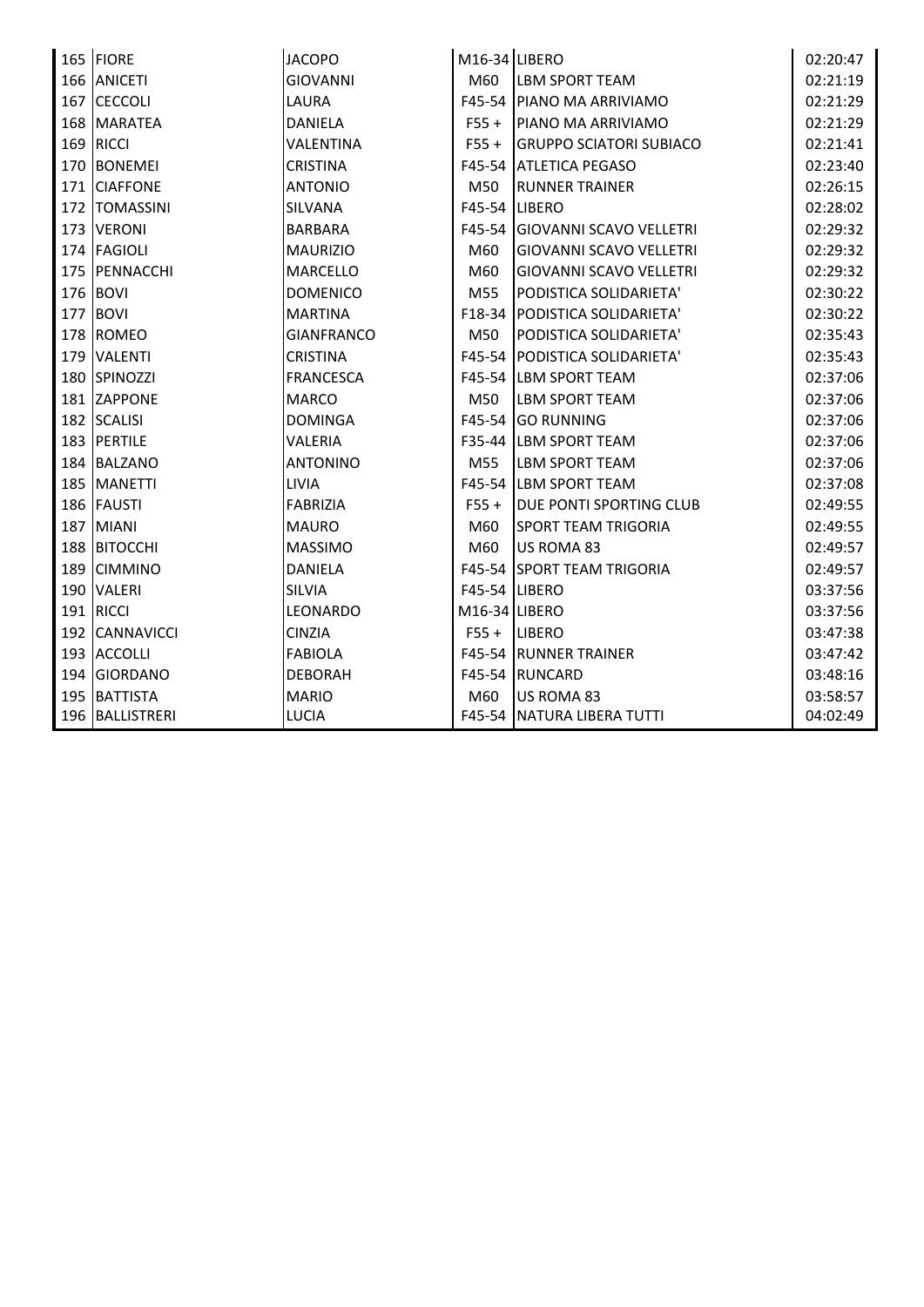| | | | | | |
|---|---|---|---|---|---|
| 165 | FIORE | JACOPO | M16-34 | LIBERO | 02:20:47 |
| 166 | ANICETI | GIOVANNI | M60 | LBM SPORT TEAM | 02:21:19 |
| 167 | CECCOLI | LAURA | F45-54 | PIANO MA ARRIVIAMO | 02:21:29 |
| 168 | MARATEA | DANIELA | F55 + | PIANO MA ARRIVIAMO | 02:21:29 |
| 169 | RICCI | VALENTINA | F55 + | GRUPPO SCIATORI SUBIACO | 02:21:41 |
| 170 | BONEMEI | CRISTINA | F45-54 | ATLETICA PEGASO | 02:23:40 |
| 171 | CIAFFONE | ANTONIO | M50 | RUNNER TRAINER | 02:26:15 |
| 172 | TOMASSINI | SILVANA | F45-54 | LIBERO | 02:28:02 |
| 173 | VERONI | BARBARA | F45-54 | GIOVANNI SCAVO VELLETRI | 02:29:32 |
| 174 | FAGIOLI | MAURIZIO | M60 | GIOVANNI SCAVO VELLETRI | 02:29:32 |
| 175 | PENNACCHI | MARCELLO | M60 | GIOVANNI SCAVO VELLETRI | 02:29:32 |
| 176 | BOVI | DOMENICO | M55 | PODISTICA SOLIDARIETA' | 02:30:22 |
| 177 | BOVI | MARTINA | F18-34 | PODISTICA SOLIDARIETA' | 02:30:22 |
| 178 | ROMEO | GIANFRANCO | M50 | PODISTICA SOLIDARIETA' | 02:35:43 |
| 179 | VALENTI | CRISTINA | F45-54 | PODISTICA SOLIDARIETA' | 02:35:43 |
| 180 | SPINOZZI | FRANCESCA | F45-54 | LBM SPORT TEAM | 02:37:06 |
| 181 | ZAPPONE | MARCO | M50 | LBM SPORT TEAM | 02:37:06 |
| 182 | SCALISI | DOMINGA | F45-54 | GO RUNNING | 02:37:06 |
| 183 | PERTILE | VALERIA | F35-44 | LBM SPORT TEAM | 02:37:06 |
| 184 | BALZANO | ANTONINO | M55 | LBM SPORT TEAM | 02:37:06 |
| 185 | MANETTI | LIVIA | F45-54 | LBM SPORT TEAM | 02:37:08 |
| 186 | FAUSTI | FABRIZIA | F55 + | DUE PONTI SPORTING CLUB | 02:49:55 |
| 187 | MIANI | MAURO | M60 | SPORT TEAM TRIGORIA | 02:49:55 |
| 188 | BITOCCHI | MASSIMO | M60 | US ROMA 83 | 02:49:57 |
| 189 | CIMMINO | DANIELA | F45-54 | SPORT TEAM TRIGORIA | 02:49:57 |
| 190 | VALERI | SILVIA | F45-54 | LIBERO | 03:37:56 |
| 191 | RICCI | LEONARDO | M16-34 | LIBERO | 03:37:56 |
| 192 | CANNAVICCI | CINZIA | F55 + | LIBERO | 03:47:38 |
| 193 | ACCOLLI | FABIOLA | F45-54 | RUNNER TRAINER | 03:47:42 |
| 194 | GIORDANO | DEBORAH | F45-54 | RUNCARD | 03:48:16 |
| 195 | BATTISTA | MARIO | M60 | US ROMA 83 | 03:58:57 |
| 196 | BALLISTRERI | LUCIA | F45-54 | NATURA LIBERA TUTTI | 04:02:49 |